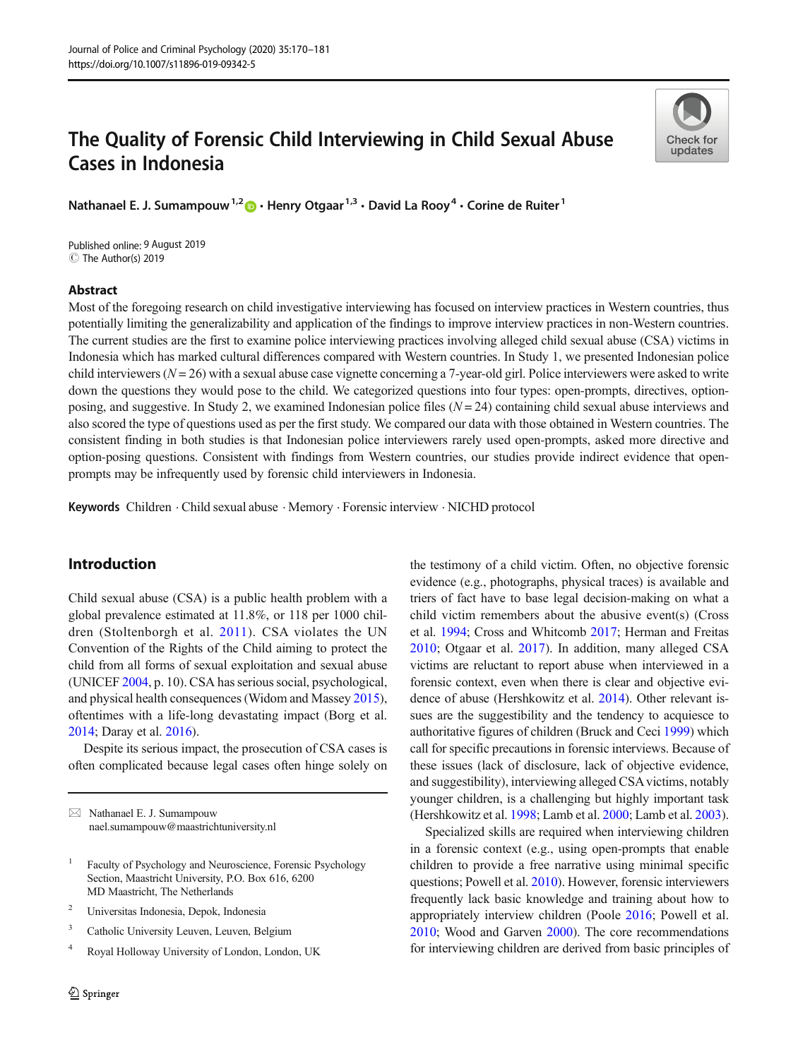# The Quality of Forensic Child Interviewing in Child Sexual Abuse Cases in Indonesia

**Nathanael E. J. Sumampouw**[1,2] **· Henry Otgaar**[1,3] **· David La Rooy**[4] **· Corine de Ruiter**[1]

Published online: 9 August 2019
© The Author(s) 2019

## Abstract

Most of the foregoing research on child investigative interviewing has focused on interview practices in Western countries, thus potentially limiting the generalizability and application of the findings to improve interview practices in non-Western countries. The current studies are the first to examine police interviewing practices involving alleged child sexual abuse (CSA) victims in Indonesia which has marked cultural differences compared with Western countries. In Study 1, we presented Indonesian police child interviewers ($N = 26$) with a sexual abuse case vignette concerning a 7-year-old girl. Police interviewers were asked to write down the questions they would pose to the child. We categorized questions into four types: open-prompts, directives, option-posing, and suggestive. In Study 2, we examined Indonesian police files ($N = 24$) containing child sexual abuse interviews and also scored the type of questions used as per the first study. We compared our data with those obtained in Western countries. The consistent finding in both studies is that Indonesian police interviewers rarely used open-prompts, asked more directive and option-posing questions. Consistent with findings from Western countries, our studies provide indirect evidence that open-prompts may be infrequently used by forensic child interviewers in Indonesia.

**Keywords** Children · Child sexual abuse · Memory · Forensic interview · NICHD protocol

## Introduction

Child sexual abuse (CSA) is a public health problem with a global prevalence estimated at 11.8%, or 118 per 1000 children (Stoltenborgh et al. 2011). CSA violates the UN Convention of the Rights of the Child aiming to protect the child from all forms of sexual exploitation and sexual abuse (UNICEF 2004, p. 10). CSA has serious social, psychological, and physical health consequences (Widom and Massey 2015), oftentimes with a life-long devastating impact (Borg et al. 2014; Daray et al. 2016).

Despite its serious impact, the prosecution of CSA cases is often complicated because legal cases often hinge solely on the testimony of a child victim. Often, no objective forensic evidence (e.g., photographs, physical traces) is available and triers of fact have to base legal decision-making on what a child victim remembers about the abusive event(s) (Cross et al. 1994; Cross and Whitcomb 2017; Herman and Freitas 2010; Otgaar et al. 2017). In addition, many alleged CSA victims are reluctant to report abuse when interviewed in a forensic context, even when there is clear and objective evidence of abuse (Hershkowitz et al. 2014). Other relevant issues are the suggestibility and the tendency to acquiesce to authoritative figures of children (Bruck and Ceci 1999) which call for specific precautions in forensic interviews. Because of these issues (lack of disclosure, lack of objective evidence, and suggestibility), interviewing alleged CSA victims, notably younger children, is a challenging but highly important task (Hershkowitz et al. 1998; Lamb et al. 2000; Lamb et al. 2003).

Specialized skills are required when interviewing children in a forensic context (e.g., using open-prompts that enable children to provide a free narrative using minimal specific questions; Powell et al. 2010). However, forensic interviewers frequently lack basic knowledge and training about how to appropriately interview children (Poole 2016; Powell et al. 2010; Wood and Garven 2000). The core recommendations for interviewing children are derived from basic principles of

---

✉ Nathanael E. J. Sumampouw
nael.sumampouw@maastrichtuniversity.nl

[1] Faculty of Psychology and Neuroscience, Forensic Psychology Section, Maastricht University, P.O. Box 616, 6200 MD Maastricht, The Netherlands

[2] Universitas Indonesia, Depok, Indonesia

[3] Catholic University Leuven, Leuven, Belgium

[4] Royal Holloway University of London, London, UK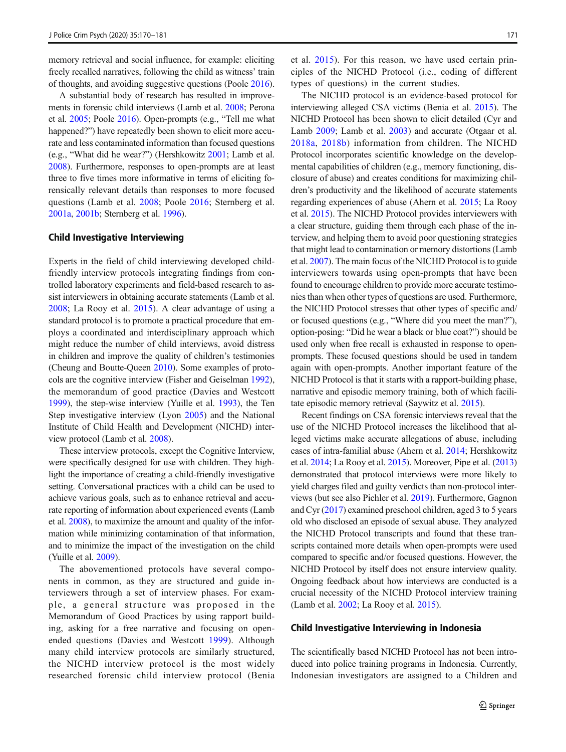memory retrieval and social influence, for example: eliciting freely recalled narratives, following the child as witness' train of thoughts, and avoiding suggestive questions (Poole 2016).

A substantial body of research has resulted in improvements in forensic child interviews (Lamb et al. 2008; Perona et al. 2005; Poole 2016). Open-prompts (e.g., "Tell me what happened?") have repeatedly been shown to elicit more accurate and less contaminated information than focused questions (e.g., "What did he wear?") (Hershkowitz 2001; Lamb et al. 2008). Furthermore, responses to open-prompts are at least three to five times more informative in terms of eliciting forensically relevant details than responses to more focused questions (Lamb et al. 2008; Poole 2016; Sternberg et al. 2001a, 2001b; Sternberg et al. 1996).

## Child Investigative Interviewing

Experts in the field of child interviewing developed child-friendly interview protocols integrating findings from controlled laboratory experiments and field-based research to assist interviewers in obtaining accurate statements (Lamb et al. 2008; La Rooy et al. 2015). A clear advantage of using a standard protocol is to promote a practical procedure that employs a coordinated and interdisciplinary approach which might reduce the number of child interviews, avoid distress in children and improve the quality of children's testimonies (Cheung and Boutte-Queen 2010). Some examples of protocols are the cognitive interview (Fisher and Geiselman 1992), the memorandum of good practice (Davies and Westcott 1999), the step-wise interview (Yuille et al. 1993), the Ten Step investigative interview (Lyon 2005) and the National Institute of Child Health and Development (NICHD) interview protocol (Lamb et al. 2008).

These interview protocols, except the Cognitive Interview, were specifically designed for use with children. They highlight the importance of creating a child-friendly investigative setting. Conversational practices with a child can be used to achieve various goals, such as to enhance retrieval and accurate reporting of information about experienced events (Lamb et al. 2008), to maximize the amount and quality of the information while minimizing contamination of that information, and to minimize the impact of the investigation on the child (Yuille et al. 2009).

The abovementioned protocols have several components in common, as they are structured and guide interviewers through a set of interview phases. For example, a general structure was proposed in the Memorandum of Good Practices by using rapport building, asking for a free narrative and focusing on open-ended questions (Davies and Westcott 1999). Although many child interview protocols are similarly structured, the NICHD interview protocol is the most widely researched forensic child interview protocol (Benia et al. 2015). For this reason, we have used certain principles of the NICHD Protocol (i.e., coding of different types of questions) in the current studies.

The NICHD protocol is an evidence-based protocol for interviewing alleged CSA victims (Benia et al. 2015). The NICHD Protocol has been shown to elicit detailed (Cyr and Lamb 2009; Lamb et al. 2003) and accurate (Otgaar et al. 2018a, 2018b) information from children. The NICHD Protocol incorporates scientific knowledge on the developmental capabilities of children (e.g., memory functioning, disclosure of abuse) and creates conditions for maximizing children's productivity and the likelihood of accurate statements regarding experiences of abuse (Ahern et al. 2015; La Rooy et al. 2015). The NICHD Protocol provides interviewers with a clear structure, guiding them through each phase of the interview, and helping them to avoid poor questioning strategies that might lead to contamination or memory distortions (Lamb et al. 2007). The main focus of the NICHD Protocol is to guide interviewers towards using open-prompts that have been found to encourage children to provide more accurate testimonies than when other types of questions are used. Furthermore, the NICHD Protocol stresses that other types of specific and/or focused questions (e.g., "Where did you meet the man?"), option-posing: "Did he wear a black or blue coat?") should be used only when free recall is exhausted in response to open-prompts. These focused questions should be used in tandem again with open-prompts. Another important feature of the NICHD Protocol is that it starts with a rapport-building phase, narrative and episodic memory training, both of which facilitate episodic memory retrieval (Saywitz et al. 2015).

Recent findings on CSA forensic interviews reveal that the use of the NICHD Protocol increases the likelihood that alleged victims make accurate allegations of abuse, including cases of intra-familial abuse (Ahern et al. 2014; Hershkowitz et al. 2014; La Rooy et al. 2015). Moreover, Pipe et al. (2013) demonstrated that protocol interviews were more likely to yield charges filed and guilty verdicts than non-protocol interviews (but see also Pichler et al. 2019). Furthermore, Gagnon and Cyr (2017) examined preschool children, aged 3 to 5 years old who disclosed an episode of sexual abuse. They analyzed the NICHD Protocol transcripts and found that these transcripts contained more details when open-prompts were used compared to specific and/or focused questions. However, the NICHD Protocol by itself does not ensure interview quality. Ongoing feedback about how interviews are conducted is a crucial necessity of the NICHD Protocol interview training (Lamb et al. 2002; La Rooy et al. 2015).

## Child Investigative Interviewing in Indonesia

The scientifically based NICHD Protocol has not been introduced into police training programs in Indonesia. Currently, Indonesian investigators are assigned to a Children and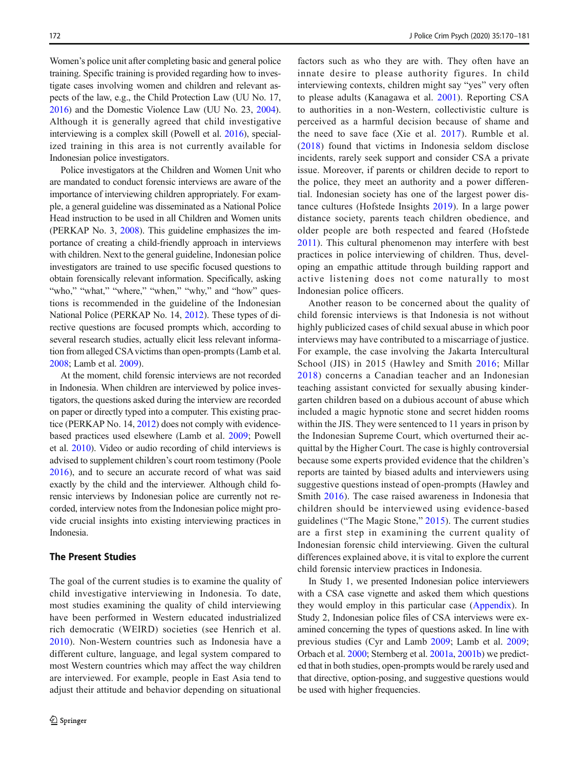Women's police unit after completing basic and general police training. Specific training is provided regarding how to investigate cases involving women and children and relevant aspects of the law, e.g., the Child Protection Law (UU No. 17, 2016) and the Domestic Violence Law (UU No. 23, 2004). Although it is generally agreed that child investigative interviewing is a complex skill (Powell et al. 2016), specialized training in this area is not currently available for Indonesian police investigators.

Police investigators at the Children and Women Unit who are mandated to conduct forensic interviews are aware of the importance of interviewing children appropriately. For example, a general guideline was disseminated as a National Police Head instruction to be used in all Children and Women units (PERKAP No. 3, 2008). This guideline emphasizes the importance of creating a child-friendly approach in interviews with children. Next to the general guideline, Indonesian police investigators are trained to use specific focused questions to obtain forensically relevant information. Specifically, asking "who," "what," "where," "when," "why," and "how" questions is recommended in the guideline of the Indonesian National Police (PERKAP No. 14, 2012). These types of directive questions are focused prompts which, according to several research studies, actually elicit less relevant information from alleged CSA victims than open-prompts (Lamb et al. 2008; Lamb et al. 2009).

At the moment, child forensic interviews are not recorded in Indonesia. When children are interviewed by police investigators, the questions asked during the interview are recorded on paper or directly typed into a computer. This existing practice (PERKAP No. 14, 2012) does not comply with evidence-based practices used elsewhere (Lamb et al. 2009; Powell et al. 2010). Video or audio recording of child interviews is advised to supplement children's court room testimony (Poole 2016), and to secure an accurate record of what was said exactly by the child and the interviewer. Although child forensic interviews by Indonesian police are currently not recorded, interview notes from the Indonesian police might provide crucial insights into existing interviewing practices in Indonesia.

## The Present Studies

The goal of the current studies is to examine the quality of child investigative interviewing in Indonesia. To date, most studies examining the quality of child interviewing have been performed in Western educated industrialized rich democratic (WEIRD) societies (see Henrich et al. 2010). Non-Western countries such as Indonesia have a different culture, language, and legal system compared to most Western countries which may affect the way children are interviewed. For example, people in East Asia tend to adjust their attitude and behavior depending on situational factors such as who they are with. They often have an innate desire to please authority figures. In child interviewing contexts, children might say "yes" very often to please adults (Kanagawa et al. 2001). Reporting CSA to authorities in a non-Western, collectivistic culture is perceived as a harmful decision because of shame and the need to save face (Xie et al. 2017). Rumble et al. (2018) found that victims in Indonesia seldom disclose incidents, rarely seek support and consider CSA a private issue. Moreover, if parents or children decide to report to the police, they meet an authority and a power differential. Indonesian society has one of the largest power distance cultures (Hofstede Insights 2019). In a large power distance society, parents teach children obedience, and older people are both respected and feared (Hofstede 2011). This cultural phenomenon may interfere with best practices in police interviewing of children. Thus, developing an empathic attitude through building rapport and active listening does not come naturally to most Indonesian police officers.

Another reason to be concerned about the quality of child forensic interviews is that Indonesia is not without highly publicized cases of child sexual abuse in which poor interviews may have contributed to a miscarriage of justice. For example, the case involving the Jakarta Intercultural School (JIS) in 2015 (Hawley and Smith 2016; Millar 2018) concerns a Canadian teacher and an Indonesian teaching assistant convicted for sexually abusing kindergarten children based on a dubious account of abuse which included a magic hypnotic stone and secret hidden rooms within the JIS. They were sentenced to 11 years in prison by the Indonesian Supreme Court, which overturned their acquittal by the Higher Court. The case is highly controversial because some experts provided evidence that the children's reports are tainted by biased adults and interviewers using suggestive questions instead of open-prompts (Hawley and Smith 2016). The case raised awareness in Indonesia that children should be interviewed using evidence-based guidelines ("The Magic Stone," 2015). The current studies are a first step in examining the current quality of Indonesian forensic child interviewing. Given the cultural differences explained above, it is vital to explore the current child forensic interview practices in Indonesia.

In Study 1, we presented Indonesian police interviewers with a CSA case vignette and asked them which questions they would employ in this particular case (Appendix). In Study 2, Indonesian police files of CSA interviews were examined concerning the types of questions asked. In line with previous studies (Cyr and Lamb 2009; Lamb et al. 2009; Orbach et al. 2000; Sternberg et al. 2001a, 2001b) we predicted that in both studies, open-prompts would be rarely used and that directive, option-posing, and suggestive questions would be used with higher frequencies.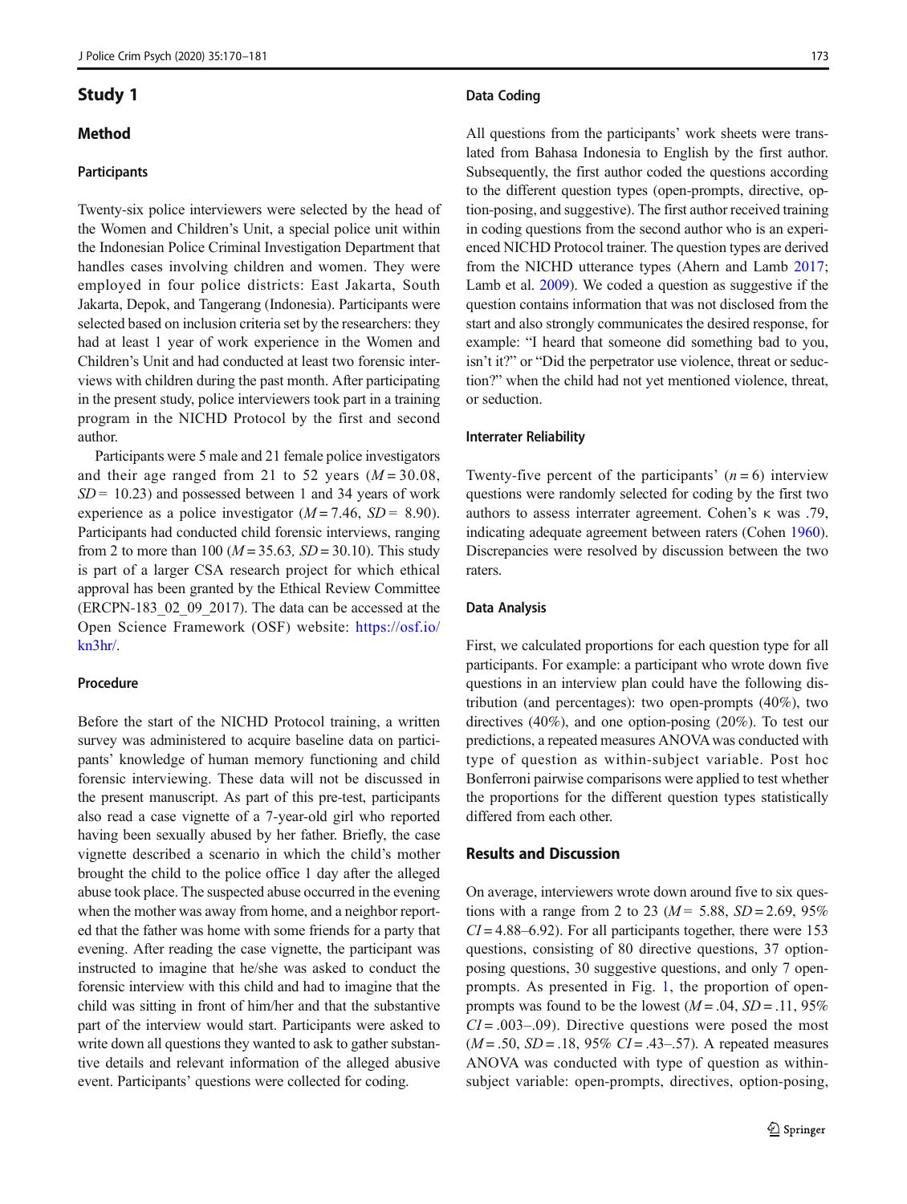## Study 1

### Method

#### Participants

Twenty-six police interviewers were selected by the head of the Women and Children's Unit, a special police unit within the Indonesian Police Criminal Investigation Department that handles cases involving children and women. They were employed in four police districts: East Jakarta, South Jakarta, Depok, and Tangerang (Indonesia). Participants were selected based on inclusion criteria set by the researchers: they had at least 1 year of work experience in the Women and Children's Unit and had conducted at least two forensic interviews with children during the past month. After participating in the present study, police interviewers took part in a training program in the NICHD Protocol by the first and second author.

Participants were 5 male and 21 female police investigators and their age ranged from 21 to 52 years ($M = 30.08$, $SD = 10.23$) and possessed between 1 and 34 years of work experience as a police investigator ($M = 7.46$, $SD = 8.90$). Participants had conducted child forensic interviews, ranging from 2 to more than 100 ($M = 35.63$, $SD = 30.10$). This study is part of a larger CSA research project for which ethical approval has been granted by the Ethical Review Committee (ERCPN-183_02_09_2017). The data can be accessed at the Open Science Framework (OSF) website: https://osf.io/kn3hr/.

#### Procedure

Before the start of the NICHD Protocol training, a written survey was administered to acquire baseline data on participants' knowledge of human memory functioning and child forensic interviewing. These data will not be discussed in the present manuscript. As part of this pre-test, participants also read a case vignette of a 7-year-old girl who reported having been sexually abused by her father. Briefly, the case vignette described a scenario in which the child's mother brought the child to the police office 1 day after the alleged abuse took place. The suspected abuse occurred in the evening when the mother was away from home, and a neighbor reported that the father was home with some friends for a party that evening. After reading the case vignette, the participant was instructed to imagine that he/she was asked to conduct the forensic interview with this child and had to imagine that the child was sitting in front of him/her and that the substantive part of the interview would start. Participants were asked to write down all questions they wanted to ask to gather substantive details and relevant information of the alleged abusive event. Participants' questions were collected for coding.

#### Data Coding

All questions from the participants' work sheets were translated from Bahasa Indonesia to English by the first author. Subsequently, the first author coded the questions according to the different question types (open-prompts, directive, option-posing, and suggestive). The first author received training in coding questions from the second author who is an experienced NICHD Protocol trainer. The question types are derived from the NICHD utterance types (Ahern and Lamb 2017; Lamb et al. 2009). We coded a question as suggestive if the question contains information that was not disclosed from the start and also strongly communicates the desired response, for example: "I heard that someone did something bad to you, isn't it?" or "Did the perpetrator use violence, threat or seduction?" when the child had not yet mentioned violence, threat, or seduction.

#### Interrater Reliability

Twenty-five percent of the participants' ($n = 6$) interview questions were randomly selected for coding by the first two authors to assess interrater agreement. Cohen's κ was .79, indicating adequate agreement between raters (Cohen 1960). Discrepancies were resolved by discussion between the two raters.

#### Data Analysis

First, we calculated proportions for each question type for all participants. For example: a participant who wrote down five questions in an interview plan could have the following distribution (and percentages): two open-prompts (40%), two directives (40%), and one option-posing (20%). To test our predictions, a repeated measures ANOVA was conducted with type of question as within-subject variable. Post hoc Bonferroni pairwise comparisons were applied to test whether the proportions for the different question types statistically differed from each other.

### Results and Discussion

On average, interviewers wrote down around five to six questions with a range from 2 to 23 ($M = 5.88$, $SD = 2.69$, 95% $CI = 4.88$–$6.92$). For all participants together, there were 153 questions, consisting of 80 directive questions, 37 option-posing questions, 30 suggestive questions, and only 7 open-prompts. As presented in Fig. 1, the proportion of open-prompts was found to be the lowest ($M = .04$, $SD = .11$, 95% $CI = .003$–$.09$). Directive questions were posed the most ($M = .50$, $SD = .18$, 95% $CI = .43$–$.57$). A repeated measures ANOVA was conducted with type of question as within-subject variable: open-prompts, directives, option-posing,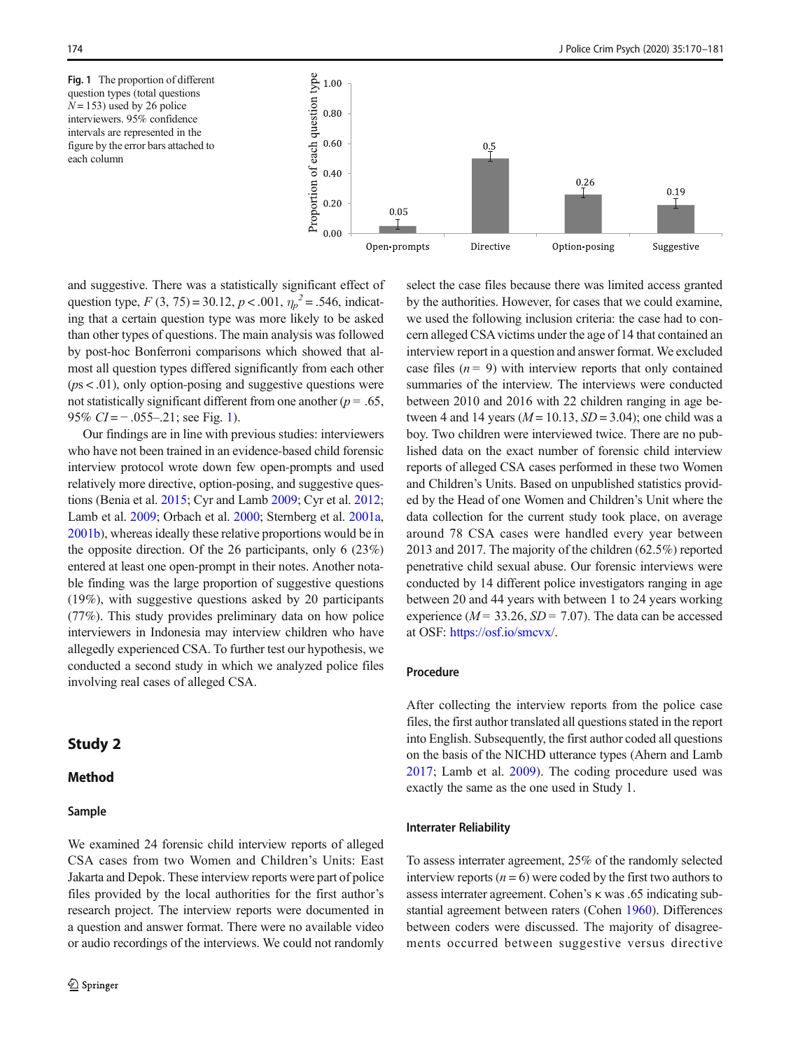**Fig. 1** The proportion of different question types (total questions $N = 153$) used by 26 police interviewers. 95% confidence intervals are represented in the figure by the error bars attached to each column

and suggestive. There was a statistically significant effect of question type, $F(3, 75) = 30.12$, $p < .001$, $\eta_p^2 = .546$, indicating that a certain question type was more likely to be asked than other types of questions. The main analysis was followed by post-hoc Bonferroni comparisons which showed that almost all question types differed significantly from each other ($ps < .01$), only option-posing and suggestive questions were not statistically significant different from one another ($p = .65$, 95% $CI = -.055$–$.21$; see Fig. 1).

Our findings are in line with previous studies: interviewers who have not been trained in an evidence-based child forensic interview protocol wrote down few open-prompts and used relatively more directive, option-posing, and suggestive questions (Benia et al. 2015; Cyr and Lamb 2009; Cyr et al. 2012; Lamb et al. 2009; Orbach et al. 2000; Sternberg et al. 2001a, 2001b), whereas ideally these relative proportions would be in the opposite direction. Of the 26 participants, only 6 (23%) entered at least one open-prompt in their notes. Another notable finding was the large proportion of suggestive questions (19%), with suggestive questions asked by 20 participants (77%). This study provides preliminary data on how police interviewers in Indonesia may interview children who have allegedly experienced CSA. To further test our hypothesis, we conducted a second study in which we analyzed police files involving real cases of alleged CSA.

## Study 2

### Method

#### Sample

We examined 24 forensic child interview reports of alleged CSA cases from two Women and Children's Units: East Jakarta and Depok. These interview reports were part of police files provided by the local authorities for the first author's research project. The interview reports were documented in a question and answer format. There were no available video or audio recordings of the interviews. We could not randomly select the case files because there was limited access granted by the authorities. However, for cases that we could examine, we used the following inclusion criteria: the case had to concern alleged CSA victims under the age of 14 that contained an interview report in a question and answer format. We excluded case files ($n = 9$) with interview reports that only contained summaries of the interview. The interviews were conducted between 2010 and 2016 with 22 children ranging in age between 4 and 14 years ($M = 10.13$, $SD = 3.04$); one child was a boy. Two children were interviewed twice. There are no published data on the exact number of forensic child interview reports of alleged CSA cases performed in these two Women and Children's Units. Based on unpublished statistics provided by the Head of one Women and Children's Unit where the data collection for the current study took place, on average around 78 CSA cases were handled every year between 2013 and 2017. The majority of the children (62.5%) reported penetrative child sexual abuse. Our forensic interviews were conducted by 14 different police investigators ranging in age between 20 and 44 years with between 1 to 24 years working experience ($M = 33.26$, $SD = 7.07$). The data can be accessed at OSF: https://osf.io/smcvx/.

#### Procedure

After collecting the interview reports from the police case files, the first author translated all questions stated in the report into English. Subsequently, the first author coded all questions on the basis of the NICHD utterance types (Ahern and Lamb 2017; Lamb et al. 2009). The coding procedure used was exactly the same as the one used in Study 1.

#### Interrater Reliability

To assess interrater agreement, 25% of the randomly selected interview reports ($n = 6$) were coded by the first two authors to assess interrater agreement. Cohen's $\kappa$ was .65 indicating substantial agreement between raters (Cohen 1960). Differences between coders were discussed. The majority of disagreements occurred between suggestive versus directive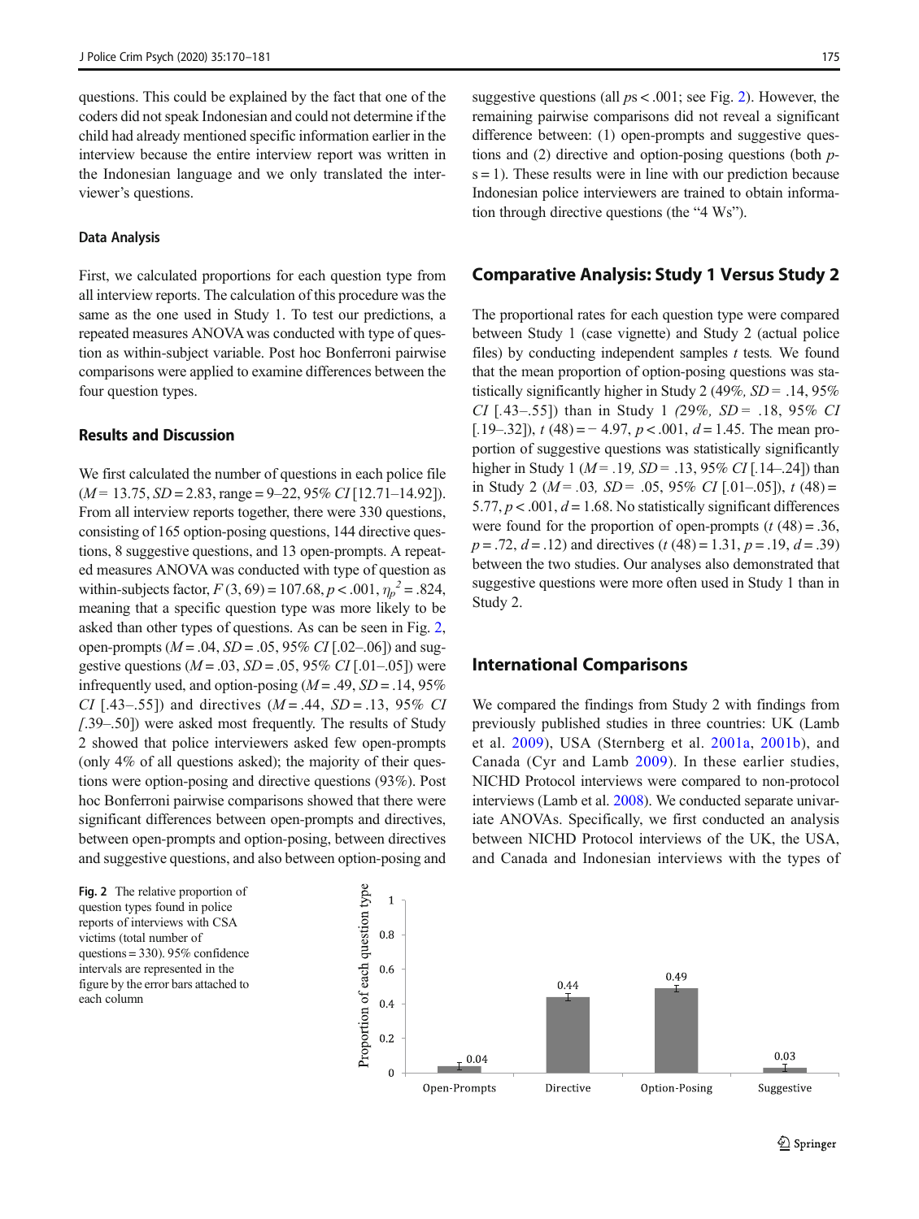questions. This could be explained by the fact that one of the coders did not speak Indonesian and could not determine if the child had already mentioned specific information earlier in the interview because the entire interview report was written in the Indonesian language and we only translated the interviewer's questions.

### Data Analysis

First, we calculated proportions for each question type from all interview reports. The calculation of this procedure was the same as the one used in Study 1. To test our predictions, a repeated measures ANOVA was conducted with type of question as within-subject variable. Post hoc Bonferroni pairwise comparisons were applied to examine differences between the four question types.

### Results and Discussion

We first calculated the number of questions in each police file ($M = 13.75$, $SD = 2.83$, range = 9–22, 95% *CI* [12.71–14.92]). From all interview reports together, there were 330 questions, consisting of 165 option-posing questions, 144 directive questions, 8 suggestive questions, and 13 open-prompts. A repeated measures ANOVA was conducted with type of question as within-subjects factor, $F(3, 69) = 107.68$, $p < .001$, $\eta_p^2 = .824$, meaning that a specific question type was more likely to be asked than other types of questions. As can be seen in Fig. 2, open-prompts ($M = .04$, $SD = .05$, 95% *CI* [.02–.06]) and suggestive questions ($M = .03$, $SD = .05$, 95% *CI* [.01–.05]) were infrequently used, and option-posing ($M = .49$, $SD = .14$, 95% *CI* [.43–.55]) and directives ($M = .44$, $SD = .13$, 95% *CI* [.39–.50]) were asked most frequently. The results of Study 2 showed that police interviewers asked few open-prompts (only 4% of all questions asked); the majority of their questions were option-posing and directive questions (93%). Post hoc Bonferroni pairwise comparisons showed that there were significant differences between open-prompts and directives, between open-prompts and option-posing, between directives and suggestive questions, and also between option-posing and suggestive questions (all $ps < .001$; see Fig. 2). However, the remaining pairwise comparisons did not reveal a significant difference between: (1) open-prompts and suggestive questions and (2) directive and option-posing questions (both $ps = 1$). These results were in line with our prediction because Indonesian police interviewers are trained to obtain information through directive questions (the "4 Ws").

## Comparative Analysis: Study 1 Versus Study 2

The proportional rates for each question type were compared between Study 1 (case vignette) and Study 2 (actual police files) by conducting independent samples *t* tests. We found that the mean proportion of option-posing questions was statistically significantly higher in Study 2 (49%, $SD = .14$, 95% *CI* [.43–.55]) than in Study 1 (29%, $SD = .18$, 95% *CI* [.19–.32]), $t(48) = -4.97$, $p < .001$, $d = 1.45$. The mean proportion of suggestive questions was statistically significantly higher in Study 1 ($M = .19$, $SD = .13$, 95% *CI* [.14–.24]) than in Study 2 ($M = .03$, $SD = .05$, 95% *CI* [.01–.05]), $t(48) = 5.77$, $p < .001$, $d = 1.68$. No statistically significant differences were found for the proportion of open-prompts ($t(48) = .36$, $p = .72$, $d = .12$) and directives ($t(48) = 1.31$, $p = .19$, $d = .39$) between the two studies. Our analyses also demonstrated that suggestive questions were more often used in Study 1 than in Study 2.

## International Comparisons

We compared the findings from Study 2 with findings from previously published studies in three countries: UK (Lamb et al. 2009), USA (Sternberg et al. 2001a, 2001b), and Canada (Cyr and Lamb 2009). In these earlier studies, NICHD Protocol interviews were compared to non-protocol interviews (Lamb et al. 2008). We conducted separate univariate ANOVAs. Specifically, we first conducted an analysis between NICHD Protocol interviews of the UK, the USA, and Canada and Indonesian interviews with the types of

Fig. 2 The relative proportion of question types found in police reports of interviews with CSA victims (total number of questions = 330). 95% confidence intervals are represented in the figure by the error bars attached to each column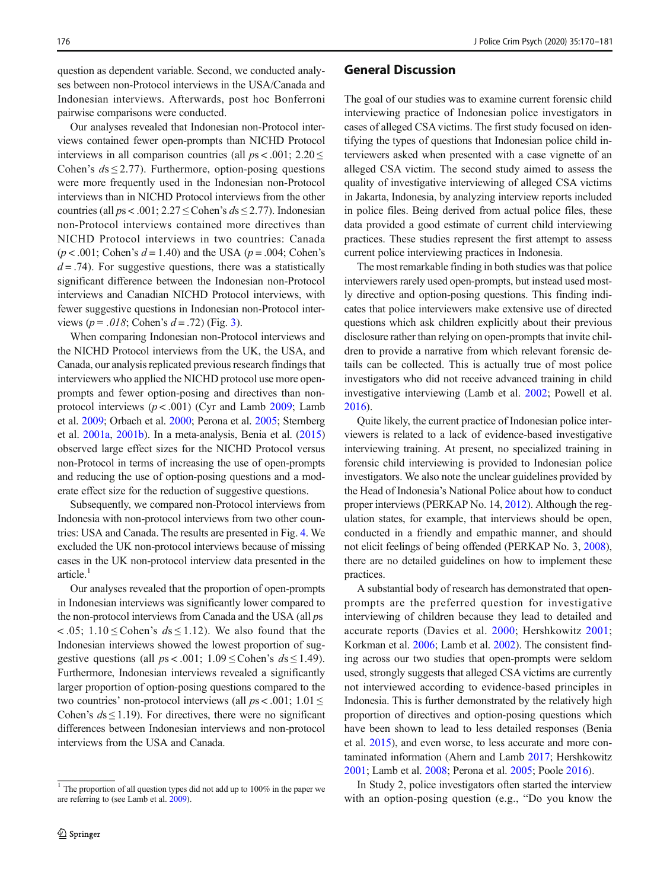question as dependent variable. Second, we conducted analyses between non-Protocol interviews in the USA/Canada and Indonesian interviews. Afterwards, post hoc Bonferroni pairwise comparisons were conducted.

Our analyses revealed that Indonesian non-Protocol interviews contained fewer open-prompts than NICHD Protocol interviews in all comparison countries (all $p\text{s} < .001$; $2.20 \leq$ Cohen's $d\text{s} \leq 2.77$). Furthermore, option-posing questions were more frequently used in the Indonesian non-Protocol interviews than in NICHD Protocol interviews from the other countries (all $p\text{s} < .001$; $2.27 \leq$ Cohen's $d\text{s} \leq 2.77$). Indonesian non-Protocol interviews contained more directives than NICHD Protocol interviews in two countries: Canada ($p < .001$; Cohen's $d = 1.40$) and the USA ($p = .004$; Cohen's $d = .74$). For suggestive questions, there was a statistically significant difference between the Indonesian non-Protocol interviews and Canadian NICHD Protocol interviews, with fewer suggestive questions in Indonesian non-Protocol interviews ($p = .018$; Cohen's $d = .72$) (Fig. 3).

When comparing Indonesian non-Protocol interviews and the NICHD Protocol interviews from the UK, the USA, and Canada, our analysis replicated previous research findings that interviewers who applied the NICHD protocol use more open-prompts and fewer option-posing and directives than non-protocol interviews ($p < .001$) (Cyr and Lamb 2009; Lamb et al. 2009; Orbach et al. 2000; Perona et al. 2005; Sternberg et al. 2001a, 2001b). In a meta-analysis, Benia et al. (2015) observed large effect sizes for the NICHD Protocol versus non-Protocol in terms of increasing the use of open-prompts and reducing the use of option-posing questions and a moderate effect size for the reduction of suggestive questions.

Subsequently, we compared non-Protocol interviews from Indonesia with non-protocol interviews from two other countries: USA and Canada. The results are presented in Fig. 4. We excluded the UK non-protocol interviews because of missing cases in the UK non-protocol interview data presented in the article.[1]

Our analyses revealed that the proportion of open-prompts in Indonesian interviews was significantly lower compared to the non-protocol interviews from Canada and the USA (all $p\text{s} < .05$; $1.10 \leq$ Cohen's $d\text{s} \leq 1.12$). We also found that the Indonesian interviews showed the lowest proportion of suggestive questions (all $p\text{s} < .001$; $1.09 \leq$ Cohen's $d\text{s} \leq 1.49$). Furthermore, Indonesian interviews revealed a significantly larger proportion of option-posing questions compared to the two countries' non-protocol interviews (all $p\text{s} < .001$; $1.01 \leq$ Cohen's $d\text{s} \leq 1.19$). For directives, there were no significant differences between Indonesian interviews and non-protocol interviews from the USA and Canada.

[1] The proportion of all question types did not add up to 100% in the paper we are referring to (see Lamb et al. 2009).

## General Discussion

The goal of our studies was to examine current forensic child interviewing practice of Indonesian police investigators in cases of alleged CSA victims. The first study focused on identifying the types of questions that Indonesian police child interviewers asked when presented with a case vignette of an alleged CSA victim. The second study aimed to assess the quality of investigative interviewing of alleged CSA victims in Jakarta, Indonesia, by analyzing interview reports included in police files. Being derived from actual police files, these data provided a good estimate of current child interviewing practices. These studies represent the first attempt to assess current police interviewing practices in Indonesia.

The most remarkable finding in both studies was that police interviewers rarely used open-prompts, but instead used mostly directive and option-posing questions. This finding indicates that police interviewers make extensive use of directed questions which ask children explicitly about their previous disclosure rather than relying on open-prompts that invite children to provide a narrative from which relevant forensic details can be collected. This is actually true of most police investigators who did not receive advanced training in child investigative interviewing (Lamb et al. 2002; Powell et al. 2016).

Quite likely, the current practice of Indonesian police interviewers is related to a lack of evidence-based investigative interviewing training. At present, no specialized training in forensic child interviewing is provided to Indonesian police investigators. We also note the unclear guidelines provided by the Head of Indonesia's National Police about how to conduct proper interviews (PERKAP No. 14, 2012). Although the regulation states, for example, that interviews should be open, conducted in a friendly and empathic manner, and should not elicit feelings of being offended (PERKAP No. 3, 2008), there are no detailed guidelines on how to implement these practices.

A substantial body of research has demonstrated that open-prompts are the preferred question for investigative interviewing of children because they lead to detailed and accurate reports (Davies et al. 2000; Hershkowitz 2001; Korkman et al. 2006; Lamb et al. 2002). The consistent finding across our two studies that open-prompts were seldom used, strongly suggests that alleged CSA victims are currently not interviewed according to evidence-based principles in Indonesia. This is further demonstrated by the relatively high proportion of directives and option-posing questions which have been shown to lead to less detailed responses (Benia et al. 2015), and even worse, to less accurate and more contaminated information (Ahern and Lamb 2017; Hershkowitz 2001; Lamb et al. 2008; Perona et al. 2005; Poole 2016).

In Study 2, police investigators often started the interview with an option-posing question (e.g., "Do you know the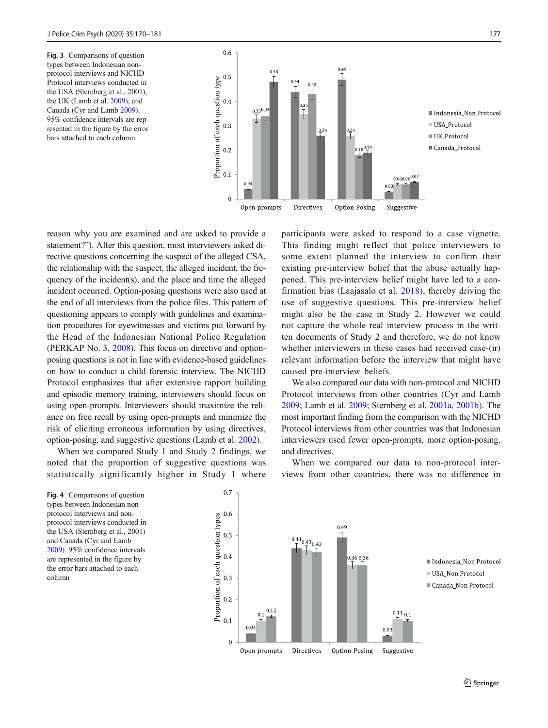Fig. 3 Comparisons of question types between Indonesian non-protocol interviews and NICHD Protocol interviews conducted in the USA (Sternberg et al., 2001), the UK (Lamb et al. 2009), and Canada (Cyr and Lamb 2009). 95% confidence intervals are represented in the figure by the error bars attached to each column

reason why you are examined and are asked to provide a statement?"). After this question, most interviewers asked directive questions concerning the suspect of the alleged CSA, the relationship with the suspect, the alleged incident, the frequency of the incident(s), and the place and time the alleged incident occurred. Option-posing questions were also used at the end of all interviews from the police files. This pattern of questioning appears to comply with guidelines and examination procedures for eyewitnesses and victims put forward by the Head of the Indonesian National Police Regulation (PERKAP No. 3, 2008). This focus on directive and option-posing questions is not in line with evidence-based guidelines on how to conduct a child forensic interview. The NICHD Protocol emphasizes that after extensive rapport building and episodic memory training, interviewers should focus on using open-prompts. Interviewers should maximize the reliance on free recall by using open-prompts and minimize the risk of eliciting erroneous information by using directives, option-posing, and suggestive questions (Lamb et al. 2002).

When we compared Study 1 and Study 2 findings, we noted that the proportion of suggestive questions was statistically significantly higher in Study 1 where participants were asked to respond to a case vignette. This finding might reflect that police interviewers to some extent planned the interview to confirm their existing pre-interview belief that the abuse actually happened. This pre-interview belief might have led to a confirmation bias (Laajasalo et al. 2018), thereby driving the use of suggestive questions. This pre-interview belief might also be the case in Study 2. However we could not capture the whole real interview process in the written documents of Study 2 and therefore, we do not know whether interviewers in these cases had received case-(ir)relevant information before the interview that might have caused pre-interview beliefs.

We also compared our data with non-protocol and NICHD Protocol interviews from other countries (Cyr and Lamb 2009; Lamb et al. 2009; Sternberg et al. 2001a, 2001b). The most important finding from the comparison with the NICHD Protocol interviews from other countries was that Indonesian interviewers used fewer open-prompts, more option-posing, and directives.

When we compared our data to non-protocol interviews from other countries, there was no difference in

Fig. 4 Comparisons of question types between Indonesian non-protocol interviews and non-protocol interviews conducted in the USA (Sternberg et al., 2001) and Canada (Cyr and Lamb 2009). 95% confidence intervals are represented in the figure by the error bars attached to each column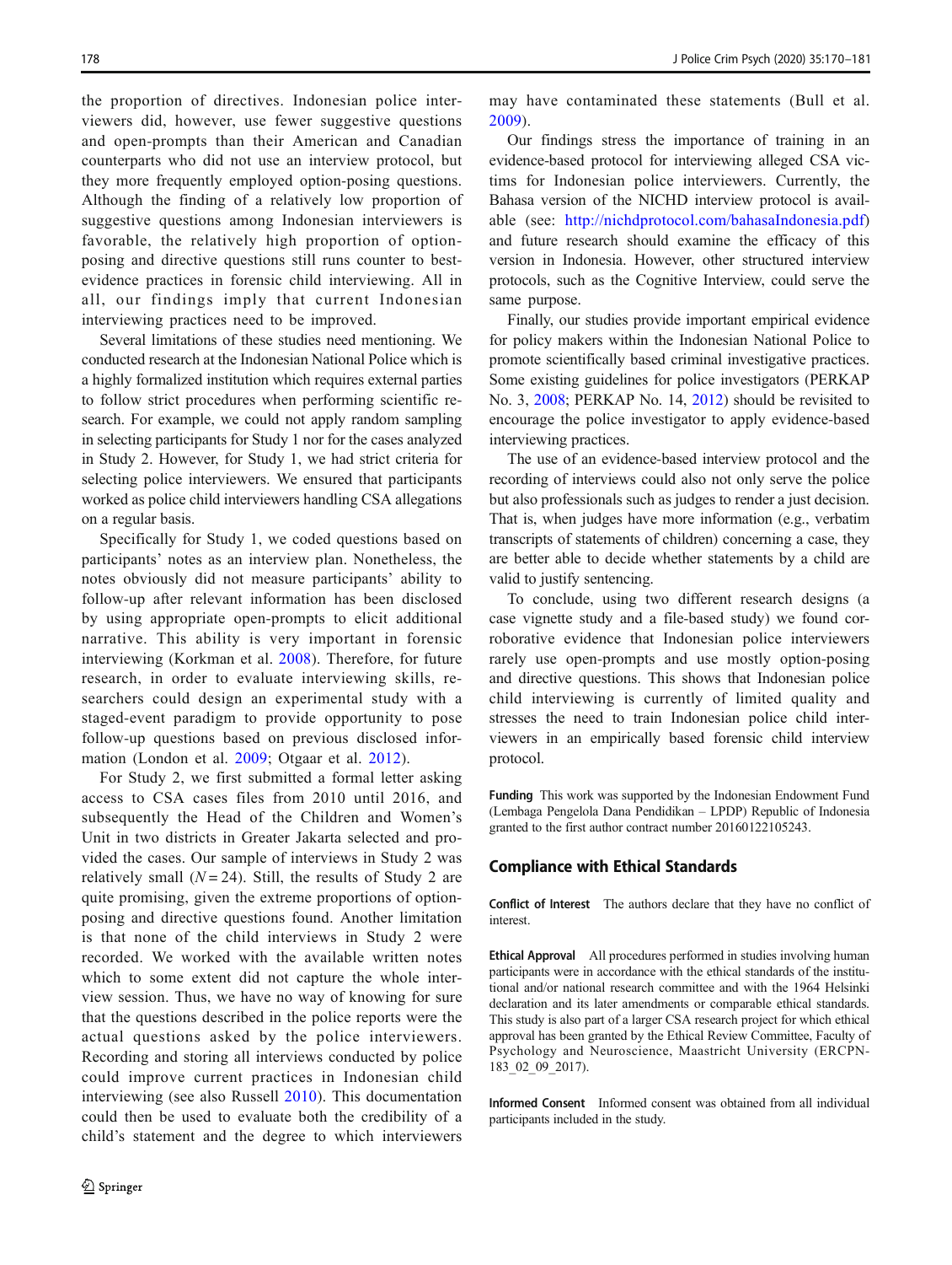the proportion of directives. Indonesian police interviewers did, however, use fewer suggestive questions and open-prompts than their American and Canadian counterparts who did not use an interview protocol, but they more frequently employed option-posing questions. Although the finding of a relatively low proportion of suggestive questions among Indonesian interviewers is favorable, the relatively high proportion of option-posing and directive questions still runs counter to best-evidence practices in forensic child interviewing. All in all, our findings imply that current Indonesian interviewing practices need to be improved.

Several limitations of these studies need mentioning. We conducted research at the Indonesian National Police which is a highly formalized institution which requires external parties to follow strict procedures when performing scientific research. For example, we could not apply random sampling in selecting participants for Study 1 nor for the cases analyzed in Study 2. However, for Study 1, we had strict criteria for selecting police interviewers. We ensured that participants worked as police child interviewers handling CSA allegations on a regular basis.

Specifically for Study 1, we coded questions based on participants' notes as an interview plan. Nonetheless, the notes obviously did not measure participants' ability to follow-up after relevant information has been disclosed by using appropriate open-prompts to elicit additional narrative. This ability is very important in forensic interviewing (Korkman et al. 2008). Therefore, for future research, in order to evaluate interviewing skills, researchers could design an experimental study with a staged-event paradigm to provide opportunity to pose follow-up questions based on previous disclosed information (London et al. 2009; Otgaar et al. 2012).

For Study 2, we first submitted a formal letter asking access to CSA cases files from 2010 until 2016, and subsequently the Head of the Children and Women's Unit in two districts in Greater Jakarta selected and provided the cases. Our sample of interviews in Study 2 was relatively small ($N = 24$). Still, the results of Study 2 are quite promising, given the extreme proportions of option-posing and directive questions found. Another limitation is that none of the child interviews in Study 2 were recorded. We worked with the available written notes which to some extent did not capture the whole interview session. Thus, we have no way of knowing for sure that the questions described in the police reports were the actual questions asked by the police interviewers. Recording and storing all interviews conducted by police could improve current practices in Indonesian child interviewing (see also Russell 2010). This documentation could then be used to evaluate both the credibility of a child's statement and the degree to which interviewers may have contaminated these statements (Bull et al. 2009).

Our findings stress the importance of training in an evidence-based protocol for interviewing alleged CSA victims for Indonesian police interviewers. Currently, the Bahasa version of the NICHD interview protocol is available (see: http://nichdprotocol.com/bahasaIndonesia.pdf) and future research should examine the efficacy of this version in Indonesia. However, other structured interview protocols, such as the Cognitive Interview, could serve the same purpose.

Finally, our studies provide important empirical evidence for policy makers within the Indonesian National Police to promote scientifically based criminal investigative practices. Some existing guidelines for police investigators (PERKAP No. 3, 2008; PERKAP No. 14, 2012) should be revisited to encourage the police investigator to apply evidence-based interviewing practices.

The use of an evidence-based interview protocol and the recording of interviews could also not only serve the police but also professionals such as judges to render a just decision. That is, when judges have more information (e.g., verbatim transcripts of statements of children) concerning a case, they are better able to decide whether statements by a child are valid to justify sentencing.

To conclude, using two different research designs (a case vignette study and a file-based study) we found corroborative evidence that Indonesian police interviewers rarely use open-prompts and use mostly option-posing and directive questions. This shows that Indonesian police child interviewing is currently of limited quality and stresses the need to train Indonesian police child interviewers in an empirically based forensic child interview protocol.

**Funding** This work was supported by the Indonesian Endowment Fund (Lembaga Pengelola Dana Pendidikan – LPDP) Republic of Indonesia granted to the first author contract number 20160122105243.

## Compliance with Ethical Standards

**Conflict of Interest** The authors declare that they have no conflict of interest.

**Ethical Approval** All procedures performed in studies involving human participants were in accordance with the ethical standards of the institutional and/or national research committee and with the 1964 Helsinki declaration and its later amendments or comparable ethical standards. This study is also part of a larger CSA research project for which ethical approval has been granted by the Ethical Review Committee, Faculty of Psychology and Neuroscience, Maastricht University (ERCPN-183_02_09_2017).

**Informed Consent** Informed consent was obtained from all individual participants included in the study.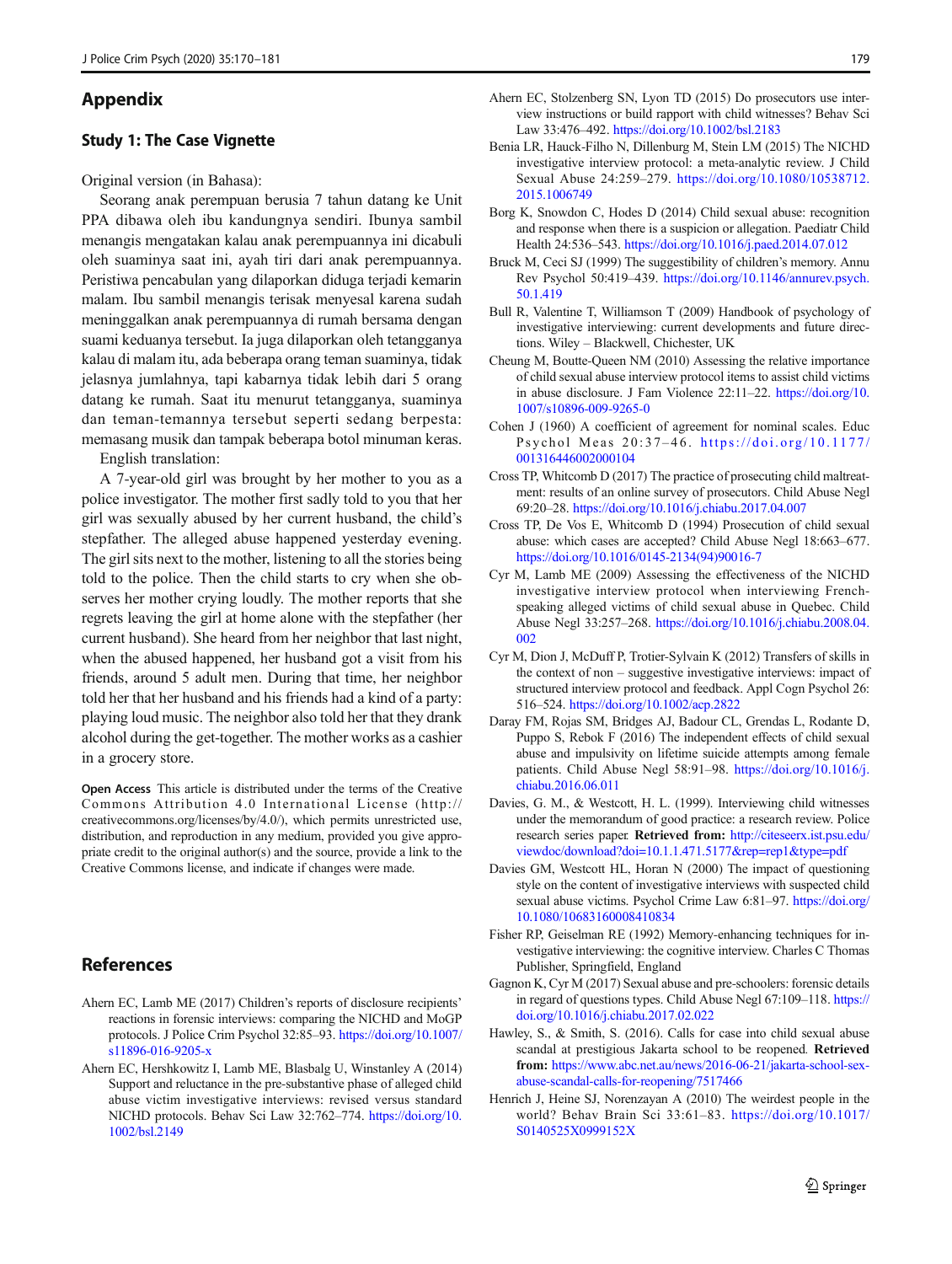## Appendix

### Study 1: The Case Vignette

Original version (in Bahasa):

Seorang anak perempuan berusia 7 tahun datang ke Unit PPA dibawa oleh ibu kandungnya sendiri. Ibunya sambil menangis mengatakan kalau anak perempuannya ini dicabuli oleh suaminya saat ini, ayah tiri dari anak perempuannya. Peristiwa pencabulan yang dilaporkan diduga terjadi kemarin malam. Ibu sambil menangis terisak menyesal karena sudah meninggalkan anak perempuannya di rumah bersama dengan suami keduanya tersebut. Ia juga dilaporkan oleh tetangganya kalau di malam itu, ada beberapa orang teman suaminya, tidak jelasnya jumlahnya, tapi kabarnya tidak lebih dari 5 orang datang ke rumah. Saat itu menurut tetangganya, suaminya dan teman-temannya tersebut seperti sedang berpesta: memasang musik dan tampak beberapa botol minuman keras.

English translation:

A 7-year-old girl was brought by her mother to you as a police investigator. The mother first sadly told to you that her girl was sexually abused by her current husband, the child's stepfather. The alleged abuse happened yesterday evening. The girl sits next to the mother, listening to all the stories being told to the police. Then the child starts to cry when she observes her mother crying loudly. The mother reports that she regrets leaving the girl at home alone with the stepfather (her current husband). She heard from her neighbor that last night, when the abused happened, her husband got a visit from his friends, around 5 adult men. During that time, her neighbor told her that her husband and his friends had a kind of a party: playing loud music. The neighbor also told her that they drank alcohol during the get-together. The mother works as a cashier in a grocery store.

**Open Access** This article is distributed under the terms of the Creative Commons Attribution 4.0 International License (http://creativecommons.org/licenses/by/4.0/), which permits unrestricted use, distribution, and reproduction in any medium, provided you give appropriate credit to the original author(s) and the source, provide a link to the Creative Commons license, and indicate if changes were made.

## References

Ahern EC, Lamb ME (2017) Children's reports of disclosure recipients' reactions in forensic interviews: comparing the NICHD and MoGP protocols. J Police Crim Psychol 32:85–93. https://doi.org/10.1007/s11896-016-9205-x

Ahern EC, Hershkowitz I, Lamb ME, Blasbalg U, Winstanley A (2014) Support and reluctance in the pre-substantive phase of alleged child abuse victim investigative interviews: revised versus standard NICHD protocols. Behav Sci Law 32:762–774. https://doi.org/10.1002/bsl.2149

Ahern EC, Stolzenberg SN, Lyon TD (2015) Do prosecutors use interview instructions or build rapport with child witnesses? Behav Sci Law 33:476–492. https://doi.org/10.1002/bsl.2183

Benia LR, Hauck-Filho N, Dillenburg M, Stein LM (2015) The NICHD investigative interview protocol: a meta-analytic review. J Child Sexual Abuse 24:259–279. https://doi.org/10.1080/10538712.2015.1006749

Borg K, Snowdon C, Hodes D (2014) Child sexual abuse: recognition and response when there is a suspicion or allegation. Paediatr Child Health 24:536–543. https://doi.org/10.1016/j.paed.2014.07.012

Bruck M, Ceci SJ (1999) The suggestibility of children's memory. Annu Rev Psychol 50:419–439. https://doi.org/10.1146/annurev.psych.50.1.419

Bull R, Valentine T, Williamson T (2009) Handbook of psychology of investigative interviewing: current developments and future directions. Wiley – Blackwell, Chichester, UK

Cheung M, Boutte-Queen NM (2010) Assessing the relative importance of child sexual abuse interview protocol items to assist child victims in abuse disclosure. J Fam Violence 22:11–22. https://doi.org/10.1007/s10896-009-9265-0

Cohen J (1960) A coefficient of agreement for nominal scales. Educ Psychol Meas 20:37–46. https://doi.org/10.1177/001316446002000104

Cross TP, Whitcomb D (2017) The practice of prosecuting child maltreatment: results of an online survey of prosecutors. Child Abuse Negl 69:20–28. https://doi.org/10.1016/j.chiabu.2017.04.007

Cross TP, De Vos E, Whitcomb D (1994) Prosecution of child sexual abuse: which cases are accepted? Child Abuse Negl 18:663–677. https://doi.org/10.1016/0145-2134(94)90016-7

Cyr M, Lamb ME (2009) Assessing the effectiveness of the NICHD investigative interview protocol when interviewing French-speaking alleged victims of child sexual abuse in Quebec. Child Abuse Negl 33:257–268. https://doi.org/10.1016/j.chiabu.2008.04.002

Cyr M, Dion J, McDuff P, Trotier-Sylvain K (2012) Transfers of skills in the context of non – suggestive investigative interviews: impact of structured interview protocol and feedback. Appl Cogn Psychol 26:516–524. https://doi.org/10.1002/acp.2822

Daray FM, Rojas SM, Bridges AJ, Badour CL, Grendas L, Rodante D, Puppo S, Rebok F (2016) The independent effects of child sexual abuse and impulsivity on lifetime suicide attempts among female patients. Child Abuse Negl 58:91–98. https://doi.org/10.1016/j.chiabu.2016.06.011

Davies, G. M., & Westcott, H. L. (1999). Interviewing child witnesses under the memorandum of good practice: a research review. Police research series paper. **Retrieved from:** http://citeseerx.ist.psu.edu/viewdoc/download?doi=10.1.1.471.5177&rep=rep1&type=pdf

Davies GM, Westcott HL, Horan N (2000) The impact of questioning style on the content of investigative interviews with suspected child sexual abuse victims. Psychol Crime Law 6:81–97. https://doi.org/10.1080/10683160008410834

Fisher RP, Geiselman RE (1992) Memory-enhancing techniques for investigative interviewing: the cognitive interview. Charles C Thomas Publisher, Springfield, England

Gagnon K, Cyr M (2017) Sexual abuse and pre-schoolers: forensic details in regard of questions types. Child Abuse Negl 67:109–118. https://doi.org/10.1016/j.chiabu.2017.02.022

Hawley, S., & Smith, S. (2016). Calls for case into child sexual abuse scandal at prestigious Jakarta school to be reopened. **Retrieved from:** https://www.abc.net.au/news/2016-06-21/jakarta-school-sex-abuse-scandal-calls-for-reopening/7517466

Henrich J, Heine SJ, Norenzayan A (2010) The weirdest people in the world? Behav Brain Sci 33:61–83. https://doi.org/10.1017/S0140525X0999152X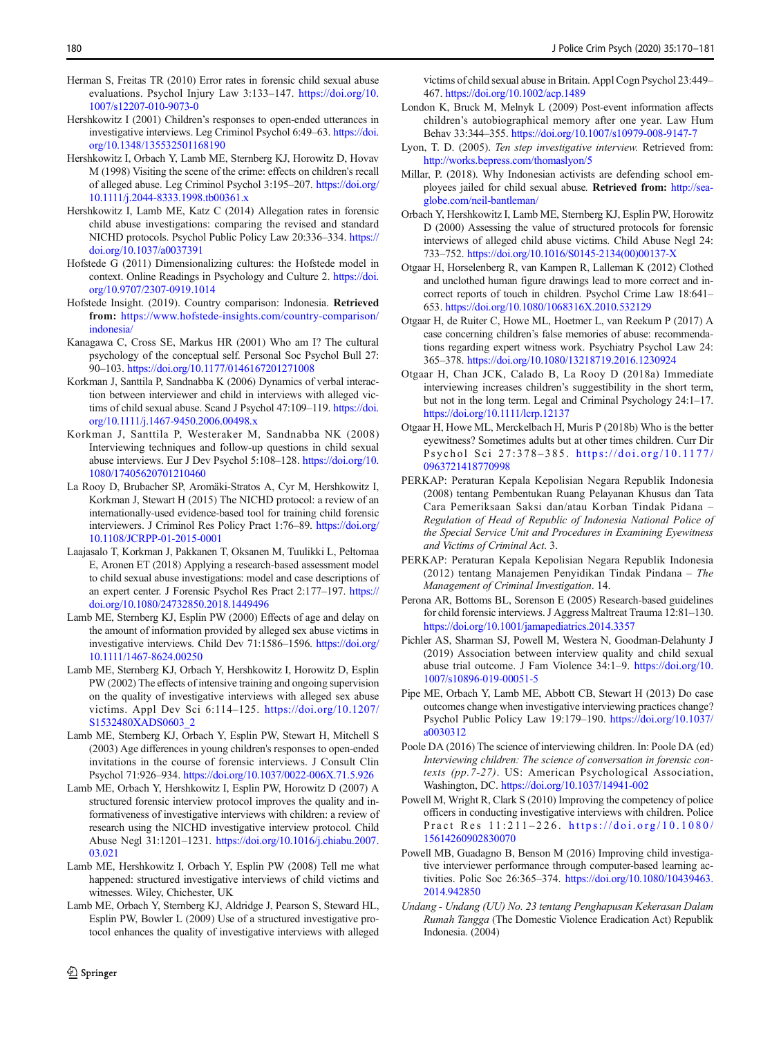Herman S, Freitas TR (2010) Error rates in forensic child sexual abuse evaluations. Psychol Injury Law 3:133–147. https://doi.org/10.1007/s12207-010-9073-0

Hershkowitz I (2001) Children's responses to open-ended utterances in investigative interviews. Leg Criminol Psychol 6:49–63. https://doi.org/10.1348/135532501168190

Hershkowitz I, Orbach Y, Lamb ME, Sternberg KJ, Horowitz D, Hovav M (1998) Visiting the scene of the crime: effects on children's recall of alleged abuse. Leg Criminol Psychol 3:195–207. https://doi.org/10.1111/j.2044-8333.1998.tb00361.x

Hershkowitz I, Lamb ME, Katz C (2014) Allegation rates in forensic child abuse investigations: comparing the revised and standard NICHD protocols. Psychol Public Policy Law 20:336–334. https://doi.org/10.1037/a0037391

Hofstede G (2011) Dimensionalizing cultures: the Hofstede model in context. Online Readings in Psychology and Culture 2. https://doi.org/10.9707/2307-0919.1014

Hofstede Insight. (2019). Country comparison: Indonesia. **Retrieved from:** https://www.hofstede-insights.com/country-comparison/indonesia/

Kanagawa C, Cross SE, Markus HR (2001) Who am I? The cultural psychology of the conceptual self. Personal Soc Psychol Bull 27:90–103. https://doi.org/10.1177/0146167201271008

Korkman J, Santtila P, Sandnabba K (2006) Dynamics of verbal interaction between interviewer and child in interviews with alleged victims of child sexual abuse. Scand J Psychol 47:109–119. https://doi.org/10.1111/j.1467-9450.2006.00498.x

Korkman J, Santtila P, Westeraker M, Sandnabba NK (2008) Interviewing techniques and follow-up questions in child sexual abuse interviews. Eur J Dev Psychol 5:108–128. https://doi.org/10.1080/17405620701210460

La Rooy D, Brubacher SP, Aromäki-Stratos A, Cyr M, Hershkowitz I, Korkman J, Stewart H (2015) The NICHD protocol: a review of an internationally-used evidence-based tool for training child forensic interviewers. J Criminol Res Policy Pract 1:76–89. https://doi.org/10.1108/JCRPP-01-2015-0001

Laajasalo T, Korkman J, Pakkanen T, Oksanen M, Tuulikki L, Peltomaa E, Aronen ET (2018) Applying a research-based assessment model to child sexual abuse investigations: model and case descriptions of an expert center. J Forensic Psychol Res Pract 2:177–197. https://doi.org/10.1080/24732850.2018.1449496

Lamb ME, Sternberg KJ, Esplin PW (2000) Effects of age and delay on the amount of information provided by alleged sex abuse victims in investigative interviews. Child Dev 71:1586–1596. https://doi.org/10.1111/1467-8624.00250

Lamb ME, Sternberg KJ, Orbach Y, Hershkowitz I, Horowitz D, Esplin PW (2002) The effects of intensive training and ongoing supervision on the quality of investigative interviews with alleged sex abuse victims. Appl Dev Sci 6:114–125. https://doi.org/10.1207/S1532480XADS0603_2

Lamb ME, Sternberg KJ, Orbach Y, Esplin PW, Stewart H, Mitchell S (2003) Age differences in young children's responses to open-ended invitations in the course of forensic interviews. J Consult Clin Psychol 71:926–934. https://doi.org/10.1037/0022-006X.71.5.926

Lamb ME, Orbach Y, Hershkowitz I, Esplin PW, Horowitz D (2007) A structured forensic interview protocol improves the quality and informativeness of investigative interviews with children: a review of research using the NICHD investigative interview protocol. Child Abuse Negl 31:1201–1231. https://doi.org/10.1016/j.chiabu.2007.03.021

Lamb ME, Hershkowitz I, Orbach Y, Esplin PW (2008) Tell me what happened: structured investigative interviews of child victims and witnesses. Wiley, Chichester, UK

Lamb ME, Orbach Y, Sternberg KJ, Aldridge J, Pearson S, Steward HL, Esplin PW, Bowler L (2009) Use of a structured investigative protocol enhances the quality of investigative interviews with alleged victims of child sexual abuse in Britain. Appl Cogn Psychol 23:449–467. https://doi.org/10.1002/acp.1489

London K, Bruck M, Melnyk L (2009) Post-event information affects children's autobiographical memory after one year. Law Hum Behav 33:344–355. https://doi.org/10.1007/s10979-008-9147-7

Lyon, T. D. (2005). *Ten step investigative interview.* Retrieved from: http://works.bepress.com/thomaslyon/5

Millar, P. (2018). Why Indonesian activists are defending school employees jailed for child sexual abuse. **Retrieved from:** http://sea-globe.com/neil-bantleman/

Orbach Y, Hershkowitz I, Lamb ME, Sternberg KJ, Esplin PW, Horowitz D (2000) Assessing the value of structured protocols for forensic interviews of alleged child abuse victims. Child Abuse Negl 24:733–752. https://doi.org/10.1016/S0145-2134(00)00137-X

Otgaar H, Horselenberg R, van Kampen R, Lalleman K (2012) Clothed and unclothed human figure drawings lead to more correct and incorrect reports of touch in children. Psychol Crim Law 18:641–653. https://doi.org/10.1080/1068316X.2010.532129

Otgaar H, de Ruiter C, Howe ML, Hoetmer L, van Reekum P (2017) A case concerning children's false memories of abuse: recommendations regarding expert witness work. Psychiatry Psychol Law 24:365–378. https://doi.org/10.1080/13218719.2016.1230924

Otgaar H, Chan JCK, Calado B, La Rooy D (2018a) Immediate interviewing increases children's suggestibility in the short term, but not in the long term. Legal and Criminal Psychology 24:1–17. https://doi.org/10.1111/lcrp.12137

Otgaar H, Howe ML, Merckelbach H, Muris P (2018b) Who is the better eyewitness? Sometimes adults but at other times children. Curr Dir Psychol Sci 27:378–385. https://doi.org/10.1177/0963721418770998

PERKAP: Peraturan Kepala Kepolisian Negara Republik Indonesia (2008) tentang Pembentukan Ruang Pelayanan Khusus dan Tata Cara Pemeriksaan Saksi dan/atau Korban Tindak Pidana – *Regulation of Head of Republic of Indonesia National Police of the Special Service Unit and Procedures in Examining Eyewitness and Victims of Criminal Act.* 3.

PERKAP: Peraturan Kepala Kepolisian Negara Republik Indonesia (2012) tentang Manajemen Penyidikan Tindak Pindana – *The Management of Criminal Investigation*. 14.

Perona AR, Bottoms BL, Sorenson E (2005) Research-based guidelines for child forensic interviews. J Aggress Maltreat Trauma 12:81–130. https://doi.org/10.1001/jamapediatrics.2014.3357

Pichler AS, Sharman SJ, Powell M, Westera N, Goodman-Delahunty J (2019) Association between interview quality and child sexual abuse trial outcome. J Fam Violence 34:1–9. https://doi.org/10.1007/s10896-019-00051-5

Pipe ME, Orbach Y, Lamb ME, Abbott CB, Stewart H (2013) Do case outcomes change when investigative interviewing practices change? Psychol Public Policy Law 19:179–190. https://doi.org/10.1037/a0030312

Poole DA (2016) The science of interviewing children. In: Poole DA (ed) *Interviewing children: The science of conversation in forensic contexts (pp. 7-27)*. US: American Psychological Association, Washington, DC. https://doi.org/10.1037/14941-002

Powell M, Wright R, Clark S (2010) Improving the competency of police officers in conducting investigative interviews with children. Police Pract Res 11:211–226. https://doi.org/10.1080/15614260902830070

Powell MB, Guadagno B, Benson M (2016) Improving child investigative interviewer performance through computer-based learning activities. Polic Soc 26:365–374. https://doi.org/10.1080/10439463.2014.942850

*Undang - Undang (UU) No. 23 tentang Penghapusan Kekerasan Dalam Rumah Tangga* (The Domestic Violence Eradication Act) Republik Indonesia. (2004)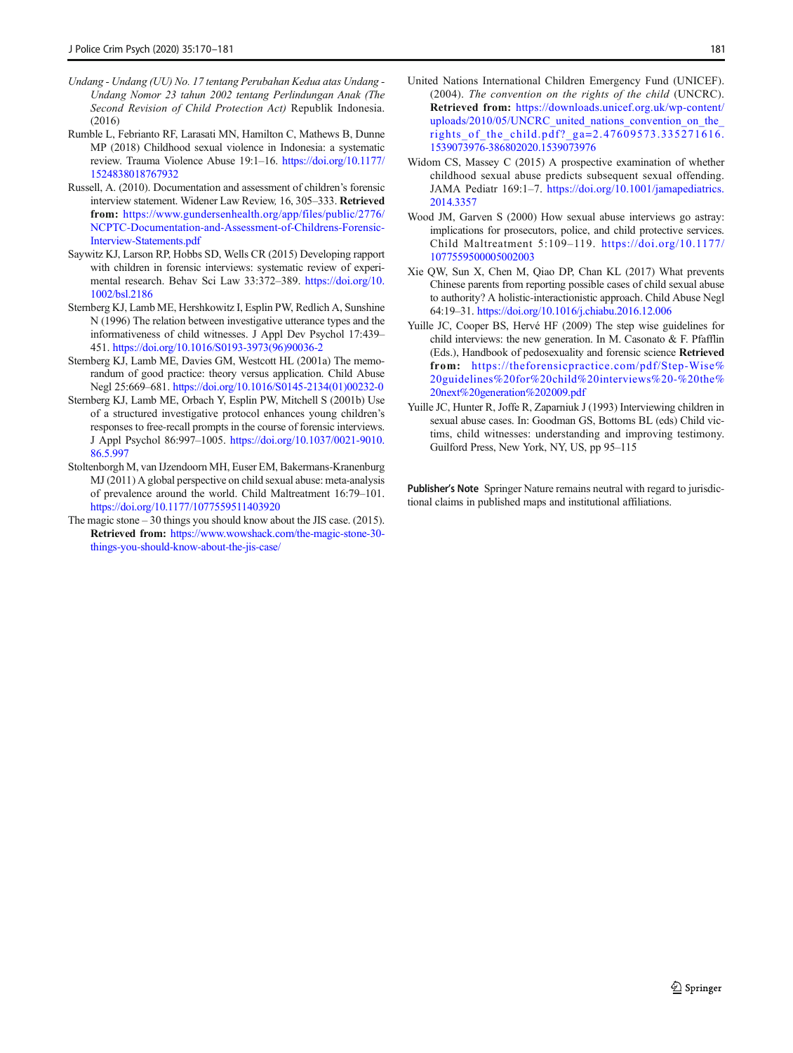*Undang - Undang (UU) No. 17 tentang Perubahan Kedua atas Undang - Undang Nomor 23 tahun 2002 tentang Perlindungan Anak (The Second Revision of Child Protection Act)* Republik Indonesia. (2016)

Rumble L, Febrianto RF, Larasati MN, Hamilton C, Mathews B, Dunne MP (2018) Childhood sexual violence in Indonesia: a systematic review. Trauma Violence Abuse 19:1–16. https://doi.org/10.1177/1524838018767932

Russell, A. (2010). Documentation and assessment of children's forensic interview statement. Widener Law Review, 16, 305–333. **Retrieved from:** https://www.gundersenhealth.org/app/files/public/2776/NCPTC-Documentation-and-Assessment-of-Childrens-Forensic-Interview-Statements.pdf

Saywitz KJ, Larson RP, Hobbs SD, Wells CR (2015) Developing rapport with children in forensic interviews: systematic review of experimental research. Behav Sci Law 33:372–389. https://doi.org/10.1002/bsl.2186

Sternberg KJ, Lamb ME, Hershkowitz I, Esplin PW, Redlich A, Sunshine N (1996) The relation between investigative utterance types and the informativeness of child witnesses. J Appl Dev Psychol 17:439–451. https://doi.org/10.1016/S0193-3973(96)90036-2

Sternberg KJ, Lamb ME, Davies GM, Westcott HL (2001a) The memorandum of good practice: theory versus application. Child Abuse Negl 25:669–681. https://doi.org/10.1016/S0145-2134(01)00232-0

Sternberg KJ, Lamb ME, Orbach Y, Esplin PW, Mitchell S (2001b) Use of a structured investigative protocol enhances young children's responses to free-recall prompts in the course of forensic interviews. J Appl Psychol 86:997–1005. https://doi.org/10.1037/0021-9010.86.5.997

Stoltenborgh M, van IJzendoorn MH, Euser EM, Bakermans-Kranenburg MJ (2011) A global perspective on child sexual abuse: meta-analysis of prevalence around the world. Child Maltreatment 16:79–101. https://doi.org/10.1177/1077559511403920

The magic stone – 30 things you should know about the JIS case. (2015). **Retrieved from:** https://www.wowshack.com/the-magic-stone-30-things-you-should-know-about-the-jis-case/

United Nations International Children Emergency Fund (UNICEF). (2004). *The convention on the rights of the child* (UNCRC). **Retrieved from:** https://downloads.unicef.org.uk/wp-content/uploads/2010/05/UNCRC_united_nations_convention_on_the_rights_of_the_child.pdf?_ga=2.47609573.335271616.1539073976-386802020.1539073976

Widom CS, Massey C (2015) A prospective examination of whether childhood sexual abuse predicts subsequent sexual offending. JAMA Pediatr 169:1–7. https://doi.org/10.1001/jamapediatrics.2014.3357

Wood JM, Garven S (2000) How sexual abuse interviews go astray: implications for prosecutors, police, and child protective services. Child Maltreatment 5:109–119. https://doi.org/10.1177/1077559500005002003

Xie QW, Sun X, Chen M, Qiao DP, Chan KL (2017) What prevents Chinese parents from reporting possible cases of child sexual abuse to authority? A holistic-interactionistic approach. Child Abuse Negl 64:19–31. https://doi.org/10.1016/j.chiabu.2016.12.006

Yuille JC, Cooper BS, Hervé HF (2009) The step wise guidelines for child interviews: the new generation. In M. Casonato & F. Pfafflin (Eds.), Handbook of pedosexuality and forensic science **Retrieved from:** https://theforensicpractice.com/pdf/Step-Wise%20guidelines%20for%20child%20interviews%20-%20the%20next%20generation%202009.pdf

Yuille JC, Hunter R, Joffe R, Zaparniuk J (1993) Interviewing children in sexual abuse cases. In: Goodman GS, Bottoms BL (eds) Child victims, child witnesses: understanding and improving testimony. Guilford Press, New York, NY, US, pp 95–115

**Publisher's Note** Springer Nature remains neutral with regard to jurisdictional claims in published maps and institutional affiliations.